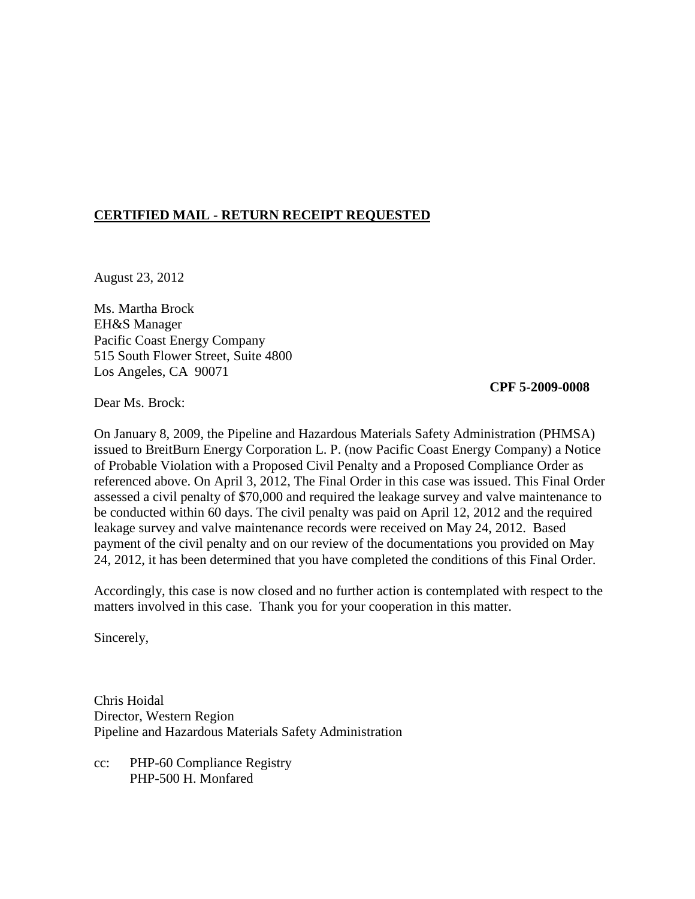**CERTIFIED MAIL - RETURN RECEIPT REQUESTED**

August 23, 2012

Ms. Martha Brock
EH&S Manager
Pacific Coast Energy Company
515 South Flower Street, Suite 4800
Los Angeles, CA 90071

**CPF 5-2009-0008**

Dear Ms. Brock:

On January 8, 2009, the Pipeline and Hazardous Materials Safety Administration (PHMSA) issued to BreitBurn Energy Corporation L. P. (now Pacific Coast Energy Company) a Notice of Probable Violation with a Proposed Civil Penalty and a Proposed Compliance Order as referenced above. On April 3, 2012, The Final Order in this case was issued. This Final Order assessed a civil penalty of $70,000 and required the leakage survey and valve maintenance to be conducted within 60 days. The civil penalty was paid on April 12, 2012 and the required leakage survey and valve maintenance records were received on May 24, 2012. Based payment of the civil penalty and on our review of the documentations you provided on May 24, 2012, it has been determined that you have completed the conditions of this Final Order.

Accordingly, this case is now closed and no further action is contemplated with respect to the matters involved in this case. Thank you for your cooperation in this matter.

Sincerely,

Chris Hoidal
Director, Western Region
Pipeline and Hazardous Materials Safety Administration

cc: PHP-60 Compliance Registry
PHP-500 H. Monfared